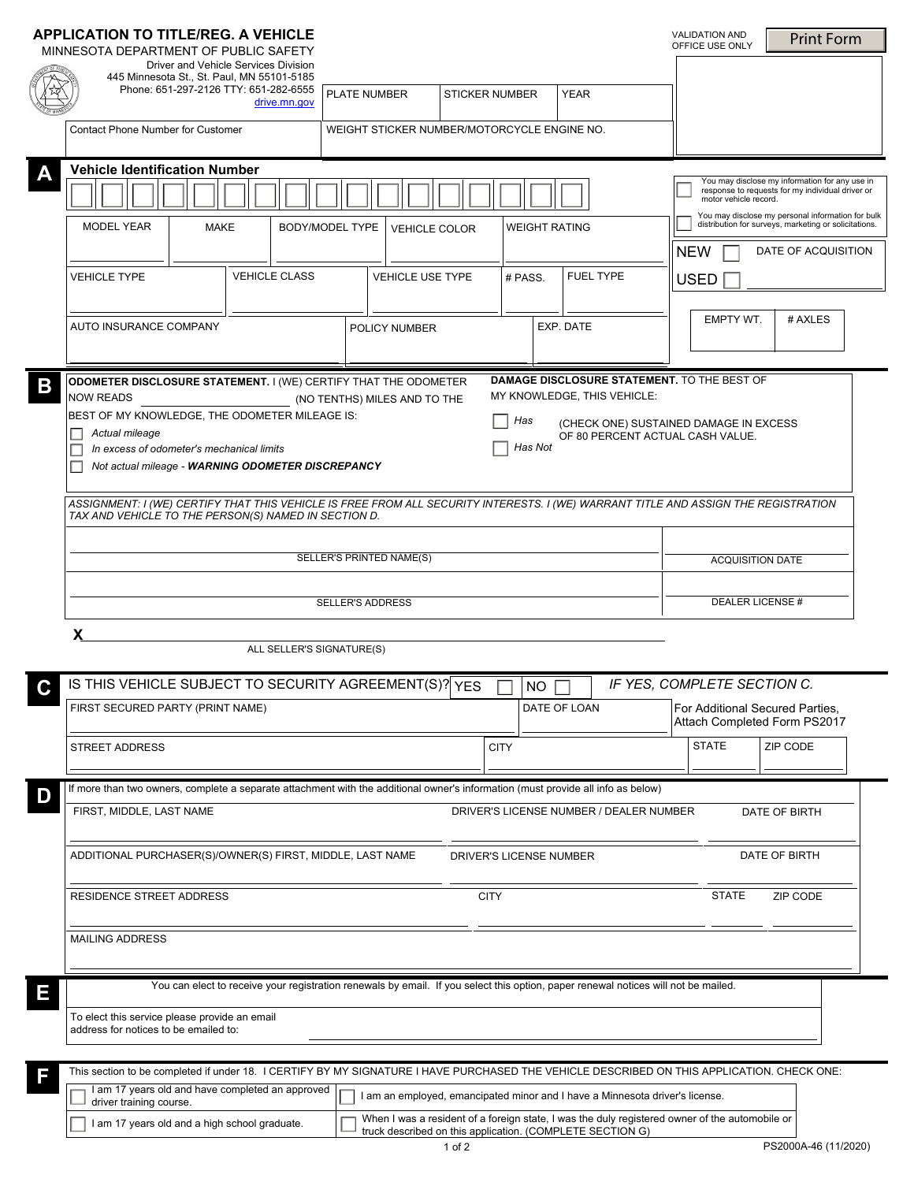# APPLICATION TO TITLE/REG. A VEHICLE

MINNESOTA DEPARTMENT OF PUBLIC SAFETY
Driver and Vehicle Services Division
445 Minnesota St., St. Paul, MN 55101-5185
Phone: 651-297-2126 TTY: 651-282-6555
drive.mn.gov

VALIDATION AND OFFICE USE ONLY

Print Form

| PLATE NUMBER | STICKER NUMBER | YEAR |
|---|---|---|
| | | |

Contact Phone Number for Customer

WEIGHT STICKER NUMBER/MOTORCYCLE ENGINE NO.

## A

**Vehicle Identification Number**

☐ You may disclose my information for any use in response to requests for my individual driver or motor vehicle record.

☐ You may disclose my personal information for bulk distribution for surveys, marketing or solicitations.

| MODEL YEAR | MAKE | BODY/MODEL TYPE | VEHICLE COLOR | WEIGHT RATING |
|---|---|---|---|---|
| | | | | |

NEW ☐ USED ☐ DATE OF ACQUISITION

| VEHICLE TYPE | VEHICLE CLASS | VEHICLE USE TYPE | # PASS. | FUEL TYPE |
|---|---|---|---|---|
| | | | | |

| AUTO INSURANCE COMPANY | POLICY NUMBER | EXP. DATE |
|---|---|---|
| | | |

| EMPTY WT. | # AXLES |
|---|---|
| | |

## B

**ODOMETER DISCLOSURE STATEMENT.** I (WE) CERTIFY THAT THE ODOMETER NOW READS __________ (NO TENTHS) MILES AND TO THE BEST OF MY KNOWLEDGE, THE ODOMETER MILEAGE IS:

☐ *Actual mileage*
☐ *In excess of odometer's mechanical limits*
☐ *Not actual mileage - **WARNING ODOMETER DISCREPANCY***

**DAMAGE DISCLOSURE STATEMENT.** TO THE BEST OF MY KNOWLEDGE, THIS VEHICLE:

☐ *Has*
☐ *Has Not*

(CHECK ONE) SUSTAINED DAMAGE IN EXCESS OF 80 PERCENT ACTUAL CASH VALUE.

*ASSIGNMENT: I (WE) CERTIFY THAT THIS VEHICLE IS FREE FROM ALL SECURITY INTERESTS. I (WE) WARRANT TITLE AND ASSIGN THE REGISTRATION TAX AND VEHICLE TO THE PERSON(S) NAMED IN SECTION D.*

| SELLER'S PRINTED NAME(S) | ACQUISITION DATE |
|---|---|
| SELLER'S ADDRESS | DEALER LICENSE # |

X ______________________________
ALL SELLER'S SIGNATURE(S)

## C

IS THIS VEHICLE SUBJECT TO SECURITY AGREEMENT(S)? YES ☐ NO ☐ *IF YES, COMPLETE SECTION C.*

| FIRST SECURED PARTY (PRINT NAME) | | DATE OF LOAN | For Additional Secured Parties, Attach Completed Form PS2017 |
|---|---|---|---|
| STREET ADDRESS | CITY | STATE | ZIP CODE |

## D

If more than two owners, complete a separate attachment with the additional owner's information (must provide all info as below)

| FIRST, MIDDLE, LAST NAME | DRIVER'S LICENSE NUMBER / DEALER NUMBER | DATE OF BIRTH |
|---|---|---|
| ADDITIONAL PURCHASER(S)/OWNER(S) FIRST, MIDDLE, LAST NAME | DRIVER'S LICENSE NUMBER | DATE OF BIRTH |

| RESIDENCE STREET ADDRESS | CITY | STATE | ZIP CODE |
|---|---|---|---|
| | | | |

MAILING ADDRESS

## E

You can elect to receive your registration renewals by email. If you select this option, paper renewal notices will not be mailed.

To elect this service please provide an email address for notices to be emailed to: ______________________________

## F

This section to be completed if under 18. I CERTIFY BY MY SIGNATURE I HAVE PURCHASED THE VEHICLE DESCRIBED ON THIS APPLICATION. CHECK ONE:

☐ I am 17 years old and have completed an approved driver training course.

☐ I am an employed, emancipated minor and I have a Minnesota driver's license.

☐ I am 17 years old and a high school graduate.

☐ When I was a resident of a foreign state, I was the duly registered owner of the automobile or truck described on this application. (COMPLETE SECTION G)

PS2000A-46 (11/2020)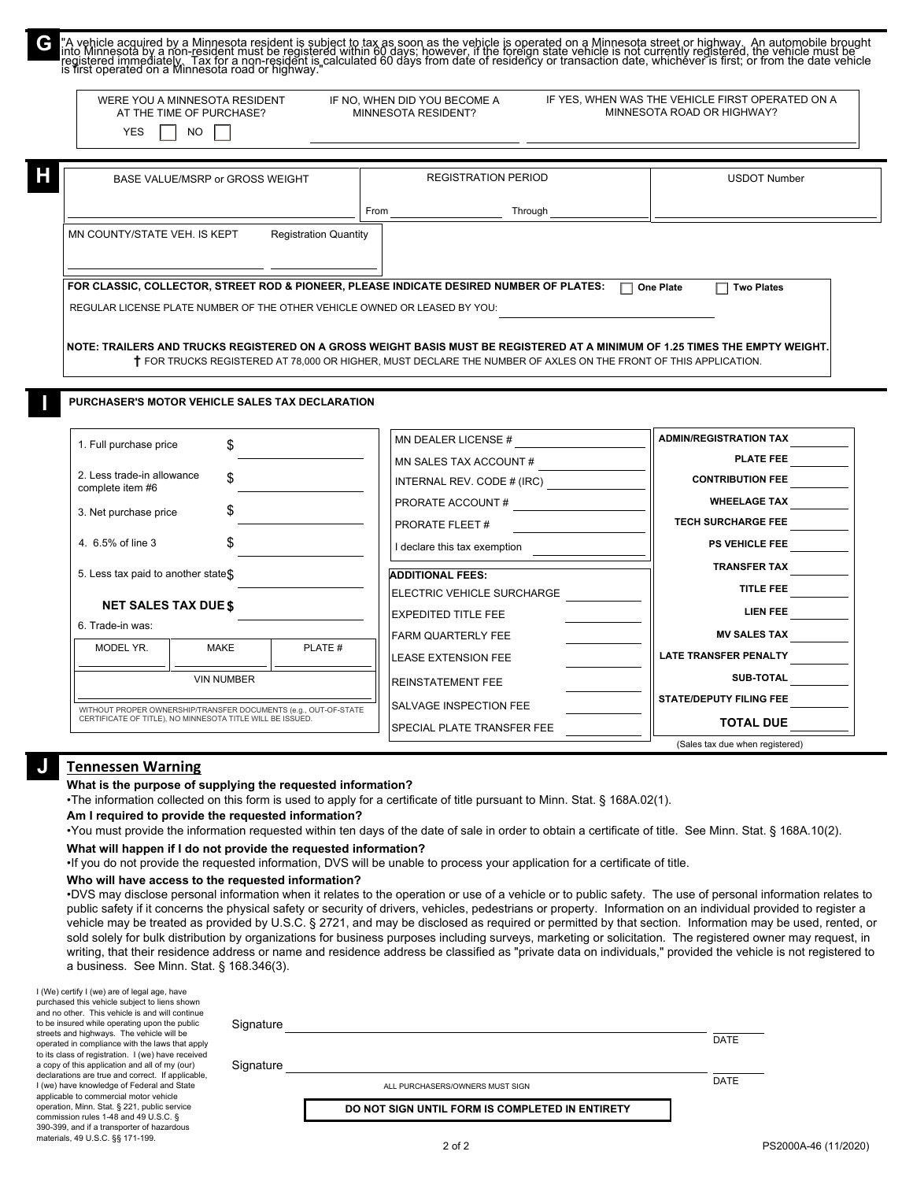## G

"A vehicle acquired by a Minnesota resident is subject to tax as soon as the vehicle is operated on a Minnesota street or highway. An automobile brought into Minnesota by a non-resident must be registered within 60 days; however, if the foreign state vehicle is not currently registered, the vehicle must be registered immediately. Tax for a non-resident is calculated 60 days from date of residency or transaction date, whichever is first; or from the date vehicle is first operated on a Minnesota road or highway."

| WERE YOU A MINNESOTA RESIDENT AT THE TIME OF PURCHASE? | IF NO, WHEN DID YOU BECOME A MINNESOTA RESIDENT? | IF YES, WHEN WAS THE VEHICLE FIRST OPERATED ON A MINNESOTA ROAD OR HIGHWAY? |
|---|---|---|
| YES ☐ NO ☐ | | |

## H

| BASE VALUE/MSRP or GROSS WEIGHT | REGISTRATION PERIOD | USDOT Number |
|---|---|---|
| | From ______ Through ______ | |

| MN COUNTY/STATE VEH. IS KEPT | Registration Quantity |
|---|---|
| | |

**FOR CLASSIC, COLLECTOR, STREET ROD & PIONEER, PLEASE INDICATE DESIRED NUMBER OF PLATES:** ☐ **One Plate** ☐ **Two Plates**

REGULAR LICENSE PLATE NUMBER OF THE OTHER VEHICLE OWNED OR LEASED BY YOU: ______

**NOTE: TRAILERS AND TRUCKS REGISTERED ON A GROSS WEIGHT BASIS MUST BE REGISTERED AT A MINIMUM OF 1.25 TIMES THE EMPTY WEIGHT.**

† FOR TRUCKS REGISTERED AT 78,000 OR HIGHER, MUST DECLARE THE NUMBER OF AXLES ON THE FRONT OF THIS APPLICATION.

## I

**PURCHASER'S MOTOR VEHICLE SALES TAX DECLARATION**

1. Full purchase price $ ______
2. Less trade-in allowance complete item #6 $ ______
3. Net purchase price $ ______
4. 6.5% of line 3 $ ______
5. Less tax paid to another state $ ______

**NET SALES TAX DUE $** ______

6. Trade-in was:

| MODEL YR. | MAKE | PLATE # |
|---|---|---|
| | | |
| VIN NUMBER | | |
| | | |

WITHOUT PROPER OWNERSHIP/TRANSFER DOCUMENTS (e.g., OUT-OF-STATE CERTIFICATE OF TITLE), NO MINNESOTA TITLE WILL BE ISSUED.

MN DEALER LICENSE # ______

MN SALES TAX ACCOUNT # ______

INTERNAL REV. CODE # (IRC) ______

PRORATE ACCOUNT # ______

PRORATE FLEET # ______

I declare this tax exemption ______

**ADDITIONAL FEES:**

ELECTRIC VEHICLE SURCHARGE ______

EXPEDITED TITLE FEE ______

FARM QUARTERLY FEE ______

LEASE EXTENSION FEE ______

REINSTATEMENT FEE ______

SALVAGE INSPECTION FEE ______

SPECIAL PLATE TRANSFER FEE ______

**ADMIN/REGISTRATION TAX** ______

**PLATE FEE** ______

**CONTRIBUTION FEE** ______

**WHEELAGE TAX** ______

**TECH SURCHARGE FEE** ______

**PS VEHICLE FEE** ______

**TRANSFER TAX** ______

**TITLE FEE** ______

**LIEN FEE** ______

**MV SALES TAX** ______

**LATE TRANSFER PENALTY** ______

**SUB-TOTAL** ______

**STATE/DEPUTY FILING FEE** ______

**TOTAL DUE** ______

(Sales tax due when registered)

## J

### Tennessen Warning

**What is the purpose of supplying the requested information?**

•The information collected on this form is used to apply for a certificate of title pursuant to Minn. Stat. § 168A.02(1).

**Am I required to provide the requested information?**

•You must provide the information requested within ten days of the date of sale in order to obtain a certificate of title. See Minn. Stat. § 168A.10(2).

**What will happen if I do not provide the requested information?**

•If you do not provide the requested information, DVS will be unable to process your application for a certificate of title.

**Who will have access to the requested information?**

•DVS may disclose personal information when it relates to the operation or use of a vehicle or to public safety. The use of personal information relates to public safety if it concerns the physical safety or security of drivers, vehicles, pedestrians or property. Information on an individual provided to register a vehicle may be treated as provided by U.S.C. § 2721, and may be disclosed as required or permitted by that section. Information may be used, rented, or sold solely for bulk distribution by organizations for business purposes including surveys, marketing or solicitation. The registered owner may request, in writing, that their residence address or name and residence address be classified as "private data on individuals," provided the vehicle is not registered to a business. See Minn. Stat. § 168.346(3).

I (We) certify I (we) are of legal age, have purchased this vehicle subject to liens shown and no other. This vehicle is and will continue to be insured while operating upon the public streets and highways. The vehicle will be operated in compliance with the laws that apply to its class of registration. I (we) have received a copy of this application and all of my (our) declarations are true and correct. If applicable, I (we) have knowledge of Federal and State applicable to commercial motor vehicle operation, Minn. Stat. § 221, public service commission rules 1-48 and 49 U.S.C. § 390-399, and if a transporter of hazardous materials, 49 U.S.C. §§ 171-199.

Signature ______________________ DATE ______

Signature ______________________ DATE ______

ALL PURCHASERS/OWNERS MUST SIGN

**DO NOT SIGN UNTIL FORM IS COMPLETED IN ENTIRETY**

PS2000A-46 (11/2020)